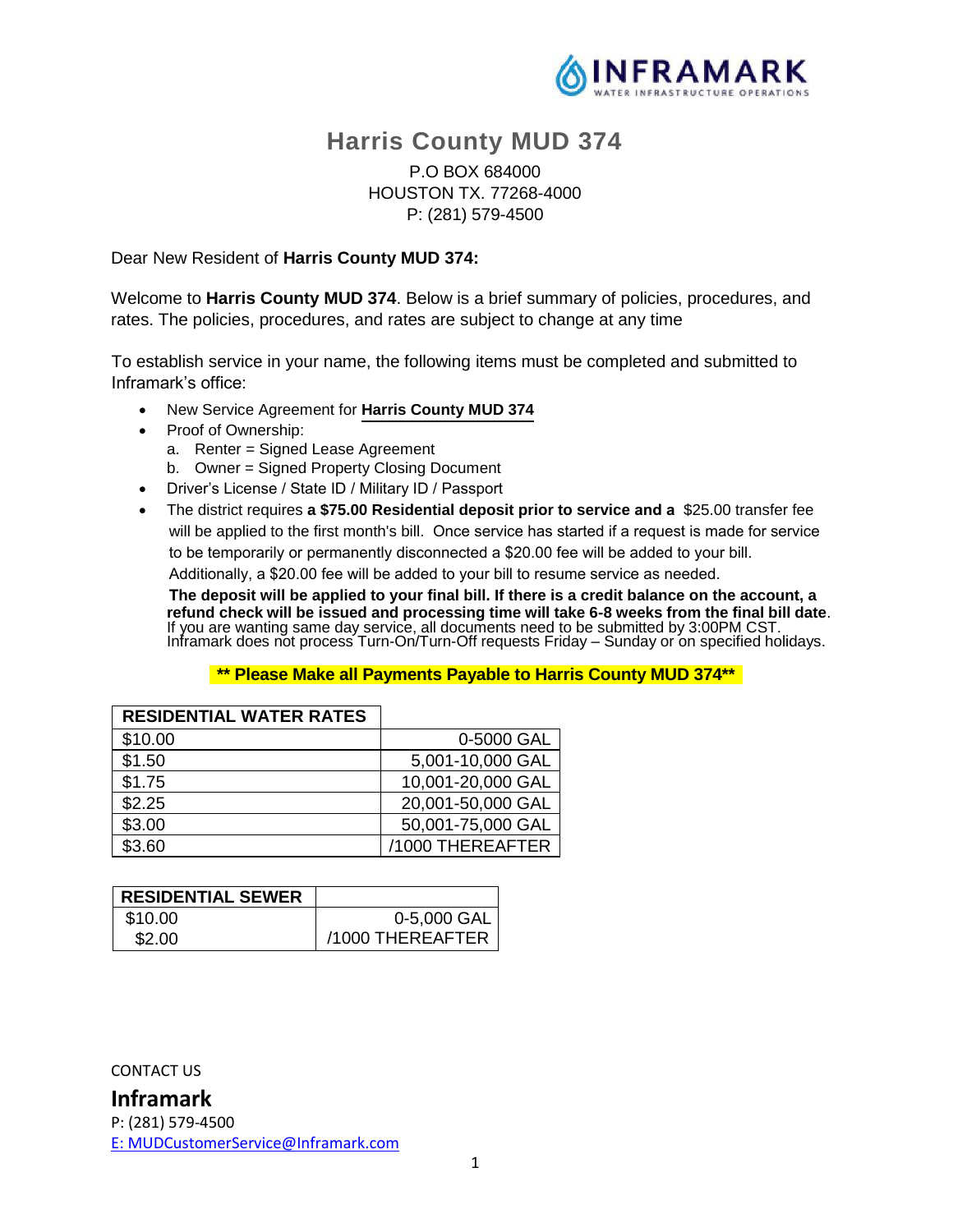# Harris County MUD 374

P.O BOX 684000
HOUSTON TX. 77268-4000
P: (281) 579-4500

Dear New Resident of **Harris County MUD 374:**

Welcome to **Harris County MUD 374**. Below is a brief summary of policies, procedures, and rates. The policies, procedures, and rates are subject to change at any time

To establish service in your name, the following items must be completed and submitted to Inframark's office:

- New Service Agreement for **Harris County MUD 374**
- Proof of Ownership:
  a. Renter = Signed Lease Agreement
  b. Owner = Signed Property Closing Document
- Driver's License / State ID / Military ID / Passport
- The district requires **a $75.00 Residential deposit prior to service and a** $25.00 transfer fee will be applied to the first month's bill. Once service has started if a request is made for service to be temporarily or permanently disconnected a $20.00 fee will be added to your bill. Additionally, a $20.00 fee will be added to your bill to resume service as needed.
  **The deposit will be applied to your final bill. If there is a credit balance on the account, a refund check will be issued and processing time will take 6-8 weeks from the final bill date**. If you are wanting same day service, all documents need to be submitted by 3:00PM CST. Inframark does not process Turn-On/Turn-Off requests Friday – Sunday or on specified holidays.

**\*\* Please Make all Payments Payable to Harris County MUD 374\*\***

| RESIDENTIAL WATER RATES | |
|---|---|
| $10.00 | 0-5000 GAL |
| $1.50 | 5,001-10,000 GAL |
| $1.75 | 10,001-20,000 GAL |
| $2.25 | 20,001-50,000 GAL |
| $3.00 | 50,001-75,000 GAL |
| $3.60 | /1000 THEREAFTER |

| RESIDENTIAL SEWER | |
|---|---|
| $10.00 | 0-5,000 GAL |
| $2.00 | /1000 THEREAFTER |

CONTACT US

**Inframark**

P: (281) 579-4500
E: MUDCustomerService@Inframark.com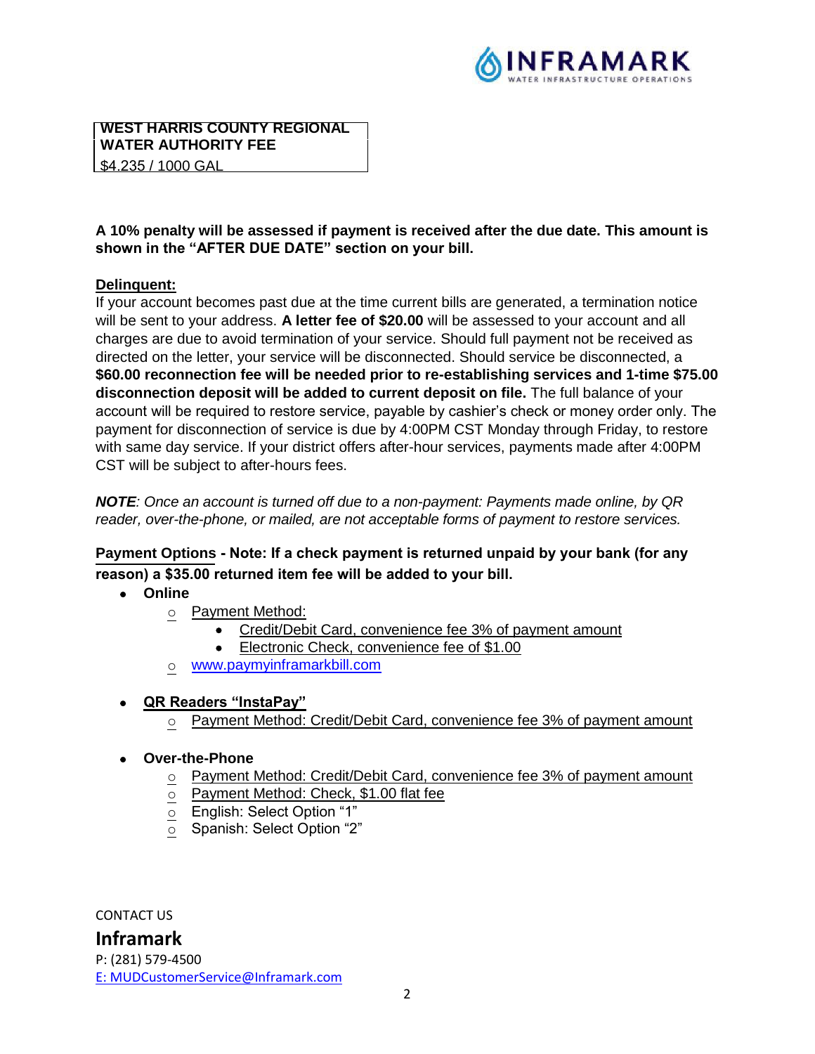| WEST HARRIS COUNTY REGIONAL WATER AUTHORITY FEE |
|---|
| $4.235 / 1000 GAL |

**A 10% penalty will be assessed if payment is received after the due date. This amount is shown in the "AFTER DUE DATE" section on your bill.**

**Delinquent:**

If your account becomes past due at the time current bills are generated, a termination notice will be sent to your address. **A letter fee of $20.00** will be assessed to your account and all charges are due to avoid termination of your service. Should full payment not be received as directed on the letter, your service will be disconnected. Should service be disconnected, a **$60.00 reconnection fee will be needed prior to re-establishing services and 1-time $75.00 disconnection deposit will be added to current deposit on file.** The full balance of your account will be required to restore service, payable by cashier's check or money order only. The payment for disconnection of service is due by 4:00PM CST Monday through Friday, to restore with same day service. If your district offers after-hour services, payments made after 4:00PM CST will be subject to after-hours fees.

***NOTE**: Once an account is turned off due to a non-payment: Payments made online, by QR reader, over-the-phone, or mailed, are not acceptable forms of payment to restore services.*

**Payment Options - Note: If a check payment is returned unpaid by your bank (for any reason) a $35.00 returned item fee will be added to your bill.**

- **Online**
  - Payment Method:
    - Credit/Debit Card, convenience fee 3% of payment amount
    - Electronic Check, convenience fee of $1.00
  - www.paymyinframarkbill.com
- **QR Readers "InstaPay"**
  - Payment Method: Credit/Debit Card, convenience fee 3% of payment amount
- **Over-the-Phone**
  - Payment Method: Credit/Debit Card, convenience fee 3% of payment amount
  - Payment Method: Check, $1.00 flat fee
  - English: Select Option "1"
  - Spanish: Select Option "2"

CONTACT US

**Inframark**

P: (281) 579-4500

E: MUDCustomerService@Inframark.com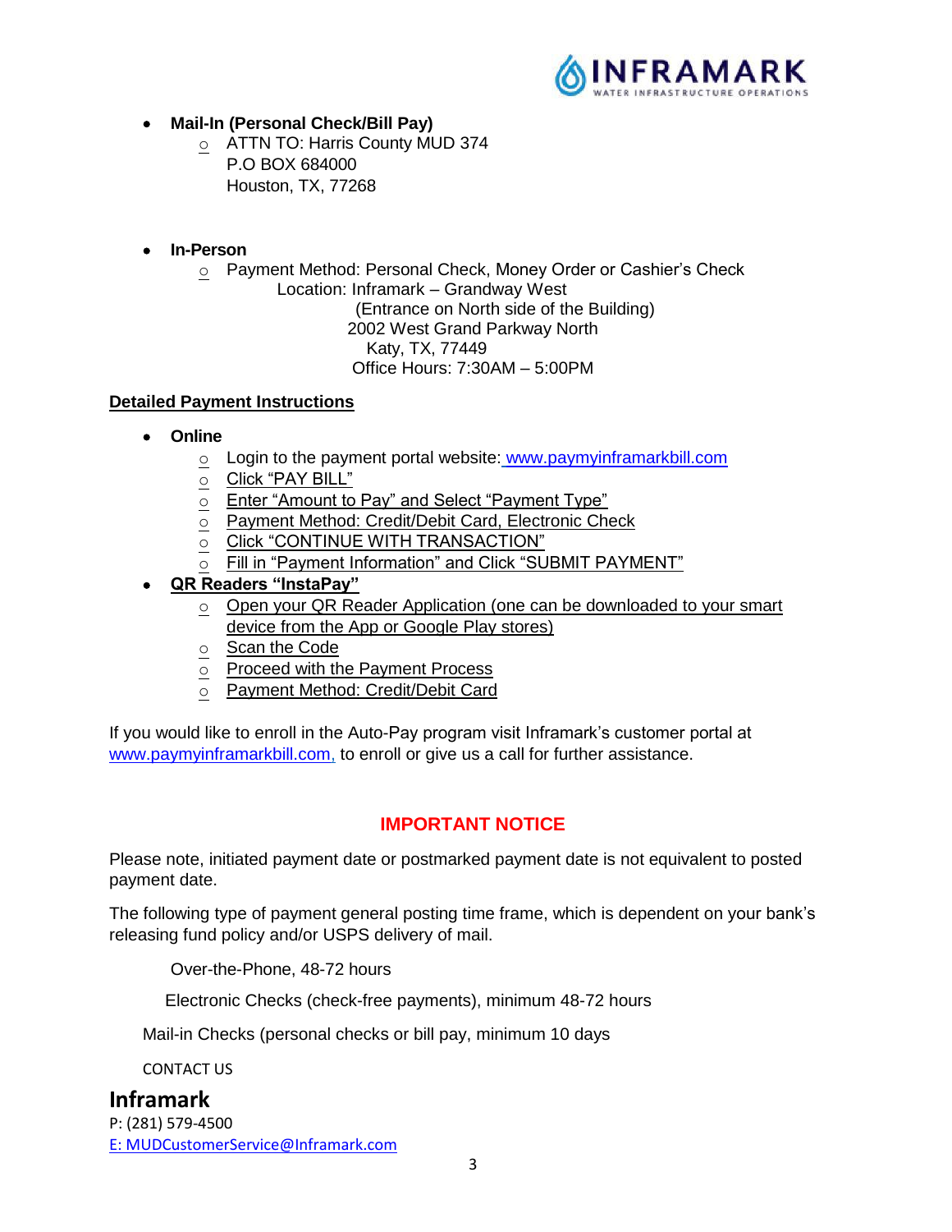- **Mail-In (Personal Check/Bill Pay)**
  - ATTN TO: Harris County MUD 374
    P.O BOX 684000
    Houston, TX, 77268

- **In-Person**
  - Payment Method: Personal Check, Money Order or Cashier's Check
    Location: Inframark – Grandway West
    (Entrance on North side of the Building)
    2002 West Grand Parkway North
    Katy, TX, 77449
    Office Hours: 7:30AM – 5:00PM

## Detailed Payment Instructions

- **Online**
  - Login to the payment portal website: www.paymyinframarkbill.com
  - Click "PAY BILL"
  - Enter "Amount to Pay" and Select "Payment Type"
  - Payment Method: Credit/Debit Card, Electronic Check
  - Click "CONTINUE WITH TRANSACTION"
  - Fill in "Payment Information" and Click "SUBMIT PAYMENT"
- **QR Readers "InstaPay"**
  - Open your QR Reader Application (one can be downloaded to your smart device from the App or Google Play stores)
  - Scan the Code
  - Proceed with the Payment Process
  - Payment Method: Credit/Debit Card

If you would like to enroll in the Auto-Pay program visit Inframark's customer portal at www.paymyinframarkbill.com, to enroll or give us a call for further assistance.

## IMPORTANT NOTICE

Please note, initiated payment date or postmarked payment date is not equivalent to posted payment date.

The following type of payment general posting time frame, which is dependent on your bank's releasing fund policy and/or USPS delivery of mail.

Over-the-Phone, 48-72 hours

Electronic Checks (check-free payments), minimum 48-72 hours

Mail-in Checks (personal checks or bill pay, minimum 10 days

CONTACT US

**Inframark**
P: (281) 579-4500
E: MUDCustomerService@Inframark.com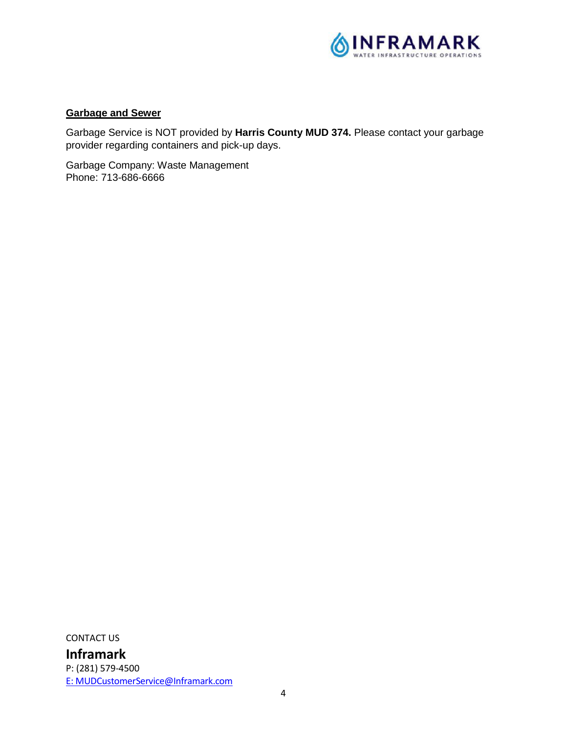**Garbage and Sewer**

Garbage Service is NOT provided by **Harris County MUD 374.** Please contact your garbage provider regarding containers and pick-up days.

Garbage Company: Waste Management
Phone: 713-686-6666

CONTACT US

**Inframark**

P: (281) 579-4500
E: MUDCustomerService@Inframark.com